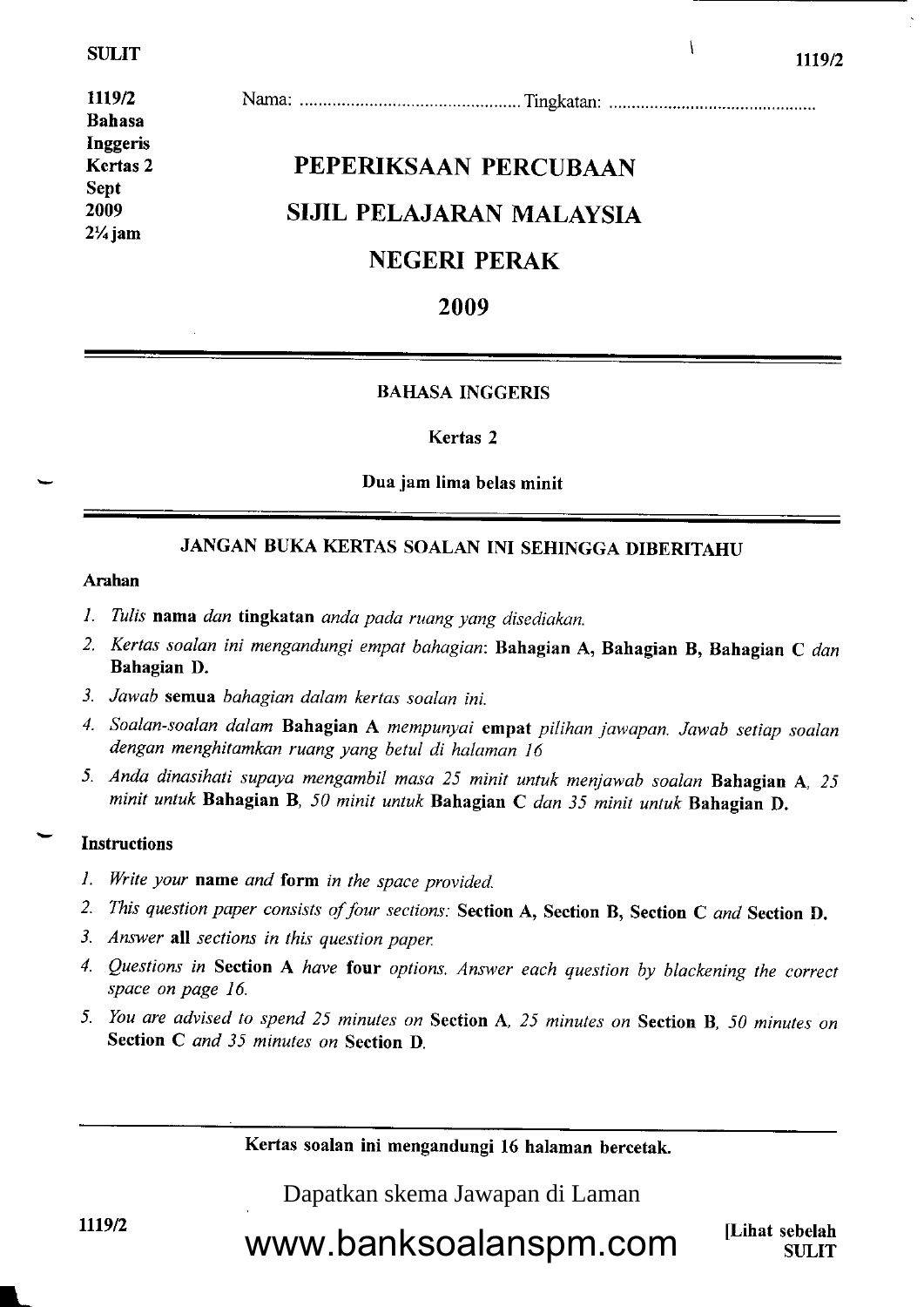1119/2
Bahasa
Inggeris
Kertas 2
Sept
2009
2¼ jam

Nama: ............................................... Tingkatan: ...........................................

# PEPERIKSAAN PERCUBAAN

# SIJIL PELAJARAN MALAYSIA

# NEGERI PERAK

# 2009

**BAHASA INGGERIS**

**Kertas 2**

**Dua jam lima belas minit**

**JANGAN BUKA KERTAS SOALAN INI SEHINGGA DIBERITAHU**

**Arahan**

1. *Tulis* **nama** *dan* **tingkatan** *anda pada ruang yang disediakan.*
2. *Kertas soalan ini mengandungi empat bahagian*: **Bahagian A, Bahagian B, Bahagian C** *dan* **Bahagian D.**
3. *Jawab* **semua** *bahagian dalam kertas soalan ini.*
4. *Soalan-soalan dalam* **Bahagian A** *mempunyai* **empat** *pilihan jawapan. Jawab setiap soalan dengan menghitamkan ruang yang betul di halaman 16*
5. *Anda dinasihati supaya mengambil masa 25 minit untuk menjawab soalan* **Bahagian A**, *25 minit untuk* **Bahagian B**, *50 minit untuk* **Bahagian C** *dan 35 minit untuk* **Bahagian D.**

**Instructions**

1. *Write your* **name** *and* **form** *in the space provided.*
2. *This question paper consists of four sections:* **Section A, Section B, Section C** *and* **Section D.**
3. *Answer* **all** *sections in this question paper.*
4. *Questions in* **Section A** *have* **four** *options. Answer each question by blackening the correct space on page 16.*
5. *You are advised to spend 25 minutes on* **Section A**, *25 minutes on* **Section B**, *50 minutes on* **Section C** *and 35 minutes on* **Section D.**

**Kertas soalan ini mengandungi 16 halaman bercetak.**

Dapatkan skema Jawapan di Laman

www.banksoalanspm.com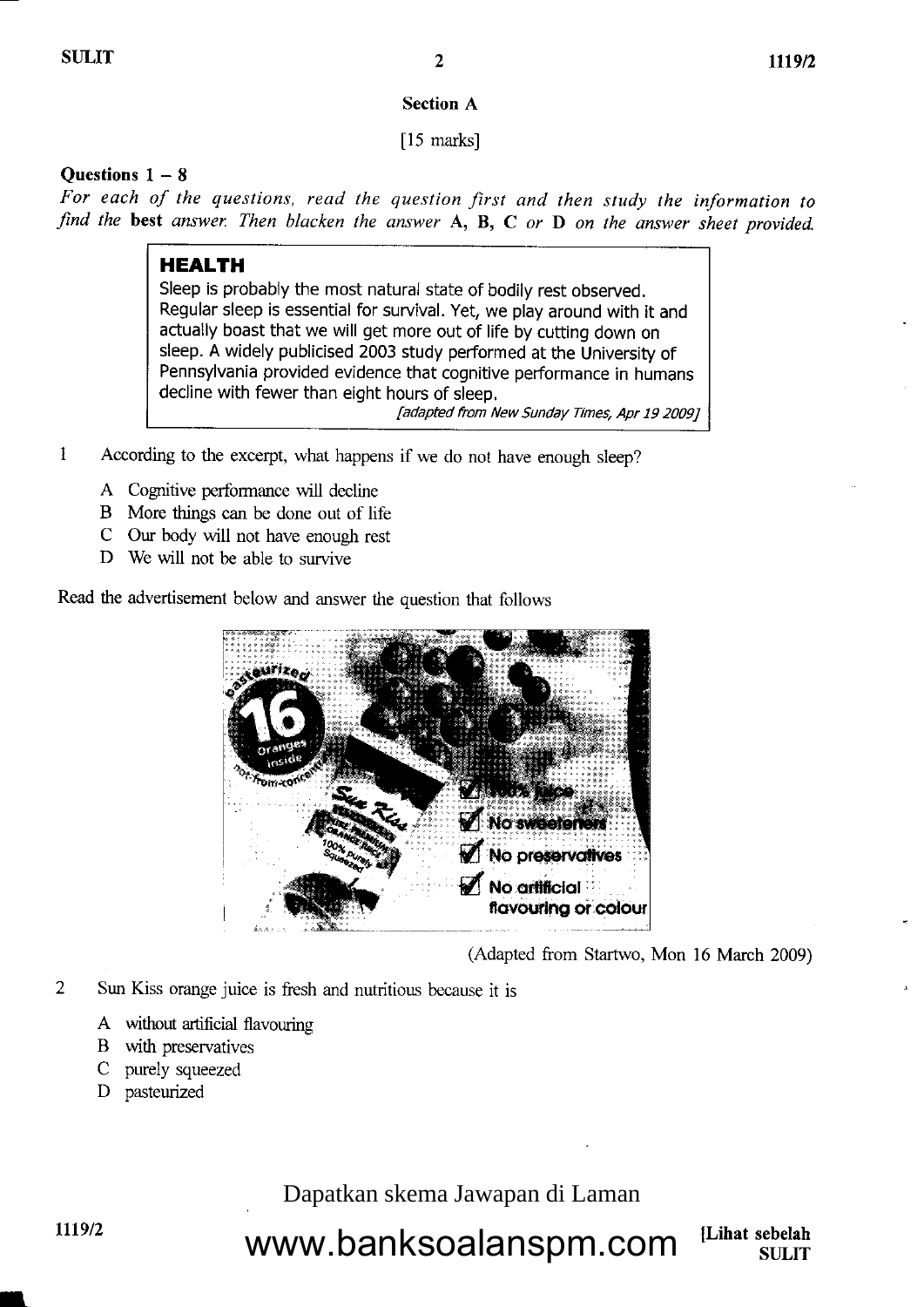## Section A

[15 marks]

**Questions 1 – 8**

*For each of the questions, read the question first and then study the information to find the* **best** *answer. Then blacken the answer* **A, B, C** *or* **D** *on the answer sheet provided.*

> **HEALTH**
>
> Sleep is probably the most natural state of bodily rest observed. Regular sleep is essential for survival. Yet, we play around with it and actually boast that we will get more out of life by cutting down on sleep. A widely publicised 2003 study performed at the University of Pennsylvania provided evidence that cognitive performance in humans decline with fewer than eight hours of sleep.
>
> *[adapted from New Sunday Times, Apr 19 2009]*

1 According to the excerpt, what happens if we do not have enough sleep?

A Cognitive performance will decline
B More things can be done out of life
C Our body will not have enough rest
D We will not be able to survive

Read the advertisement below and answer the question that follows

> pasteurized
> 16 Oranges inside
> not-from-concentrate
> Sun Kiss
> 100% purely Squeezed
> ✓ 100% juice
> ✓ No sweeteners
> ✓ No preservatives
> ✓ No artificial flavouring or colour

(Adapted from Startwo, Mon 16 March 2009)

2 Sun Kiss orange juice is fresh and nutritious because it is

A without artificial flavouring
B with preservatives
C purely squeezed
D pasteurized

Dapatkan skema Jawapan di Laman www.banksoalanspm.com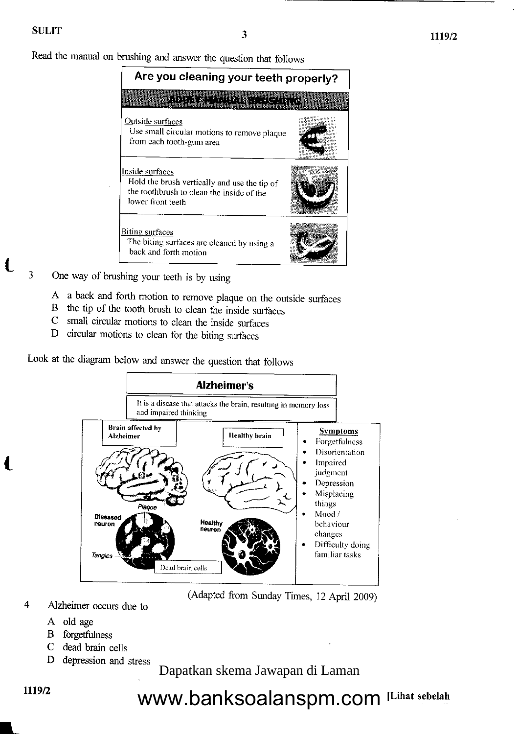Read the manual on brushing and answer the question that follows

| Are you cleaning your teeth properly? |
|---|
| **ADULT MANUAL BRUSHING** |
| Outside surfaces<br>Use small circular motions to remove plaque from each tooth-gum area |
| Inside surfaces<br>Hold the brush vertically and use the tip of the toothbrush to clean the inside of the lower front teeth |
| Biting surfaces<br>The biting surfaces are cleaned by using a back and forth motion |

3 One way of brushing your teeth is by using

A a back and forth motion to remove plaque on the outside surfaces
B the tip of the tooth brush to clean the inside surfaces
C small circular motions to clean the inside surfaces
D circular motions to clean for the biting surfaces

Look at the diagram below and answer the question that follows

**Alzheimer's**

It is a disease that attacks the brain, resulting in memory loss and impaired thinking

Brain affected by Alzheimer

Healthy brain

Plaque

Diseased neuron

Healthy neuron

Tangles

Dead brain cells

**Symptoms**
- Forgetfulness
- Disorientation
- Impaired judgment
- Depression
- Misplacing things
- Mood / behaviour changes
- Difficulty doing familiar tasks

(Adapted from Sunday Times, 12 April 2009)

4 Alzheimer occurs due to

A old age
B forgetfulness
C dead brain cells
D depression and stress

Dapatkan skema Jawapan di Laman www.banksoalanspm.com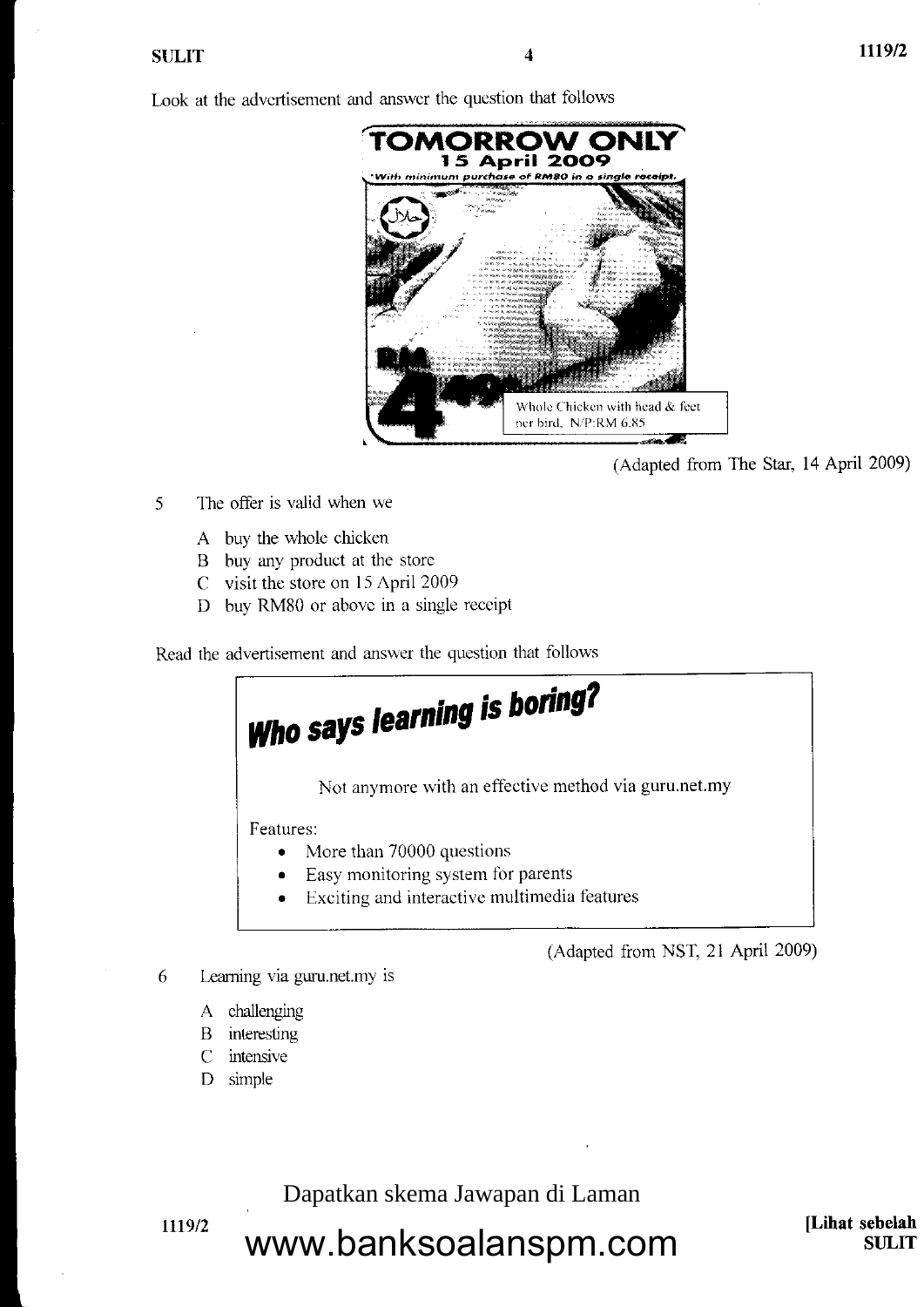Look at the advertisement and answer the question that follows

**TOMORROW ONLY**
**15 April 2009**
*With minimum purchase of RM80 in a single receipt.*

RM 4.49

Whole Chicken with head & feet per bird. N/P:RM 6.85

(Adapted from The Star, 14 April 2009)

5 The offer is valid when we

A buy the whole chicken
B buy any product at the store
C visit the store on 15 April 2009
D buy RM80 or above in a single receipt

Read the advertisement and answer the question that follows

> ***Who says learning is boring?***
>
> Not anymore with an effective method via guru.net.my
>
> Features:
> - More than 70000 questions
> - Easy monitoring system for parents
> - Exciting and interactive multimedia features

(Adapted from NST, 21 April 2009)

6 Learning via guru.net.my is

A challenging
B interesting
C intensive
D simple

Dapatkan skema Jawapan di Laman
www.banksoalanspm.com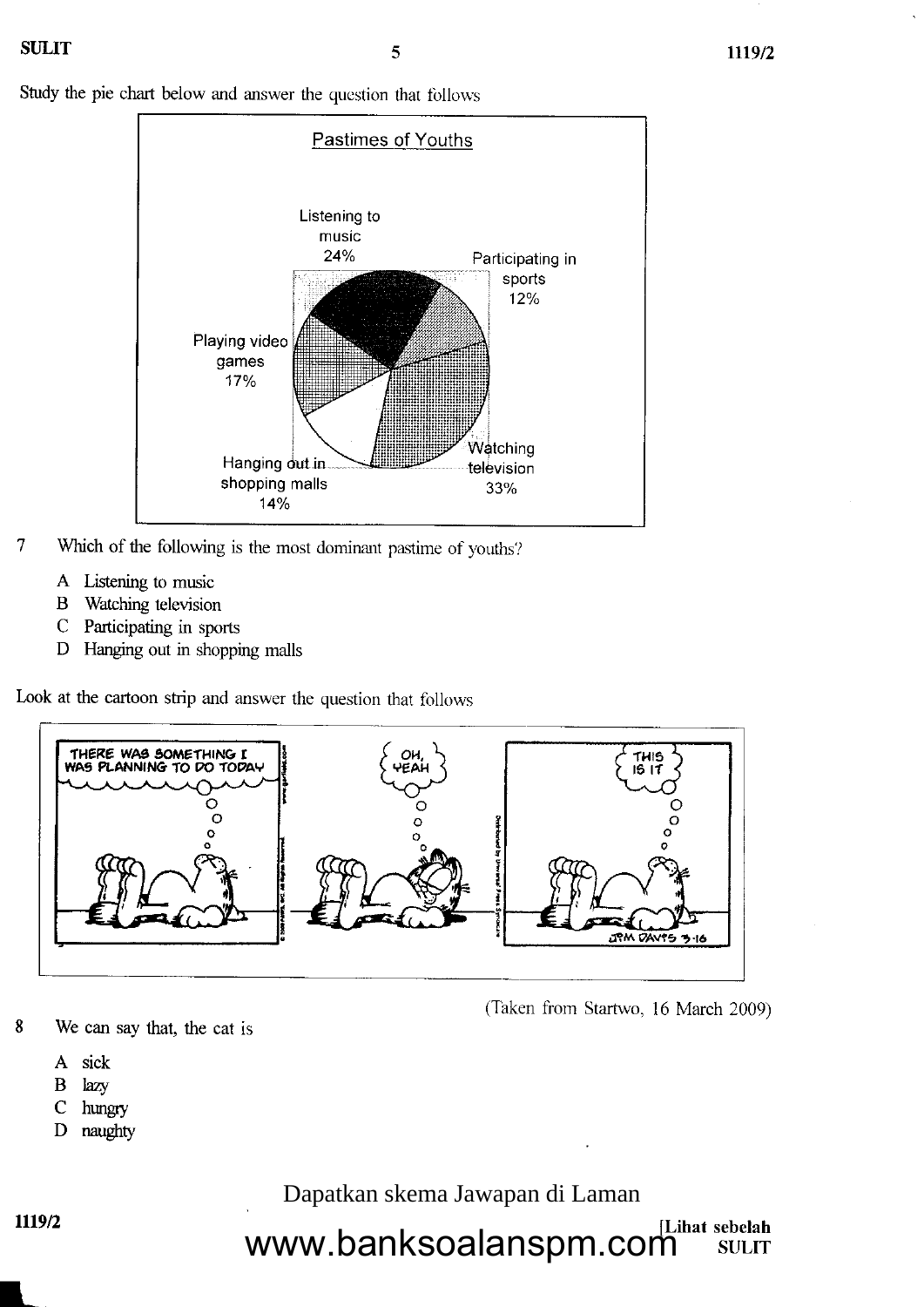Study the pie chart below and answer the question that follows

Pastimes of Youths

| Pastime | Percentage |
| --- | --- |
| Listening to music | 24% |
| Participating in sports | 12% |
| Watching television | 33% |
| Hanging out in shopping malls | 14% |
| Playing video games | 17% |

7 Which of the following is the most dominant pastime of youths?

A Listening to music
B Watching television
C Participating in sports
D Hanging out in shopping malls

Look at the cartoon strip and answer the question that follows

THERE WAS SOMETHING I WAS PLANNING TO DO TODAY

OH, YEAH

THIS IS IT

(Taken from Startwo, 16 March 2009)

8 We can say that, the cat is

A sick
B lazy
C hungry
D naughty

Dapatkan skema Jawapan di Laman www.banksoalanspm.com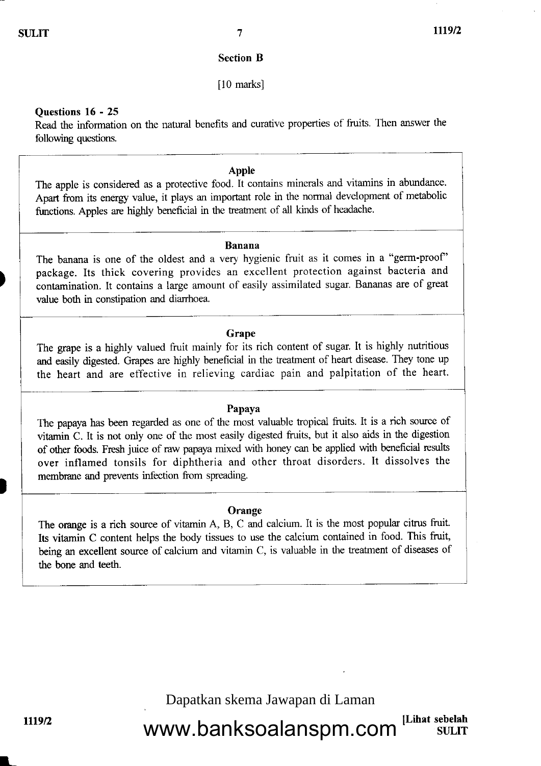## Section B

[10 marks]

**Questions 16 - 25**

Read the information on the natural benefits and curative properties of fruits. Then answer the following questions.

**Apple**

The apple is considered as a protective food. It contains minerals and vitamins in abundance. Apart from its energy value, it plays an important role in the normal development of metabolic functions. Apples are highly beneficial in the treatment of all kinds of headache.

**Banana**

The banana is one of the oldest and a very hygienic fruit as it comes in a "germ-proof" package. Its thick covering provides an excellent protection against bacteria and contamination. It contains a large amount of easily assimilated sugar. Bananas are of great value both in constipation and diarrhoea.

**Grape**

The grape is a highly valued fruit mainly for its rich content of sugar. It is highly nutritious and easily digested. Grapes are highly beneficial in the treatment of heart disease. They tone up the heart and are effective in relieving cardiac pain and palpitation of the heart.

**Papaya**

The papaya has been regarded as one of the most valuable tropical fruits. It is a rich source of vitamin C. It is not only one of the most easily digested fruits, but it also aids in the digestion of other foods. Fresh juice of raw papaya mixed with honey can be applied with beneficial results over inflamed tonsils for diphtheria and other throat disorders. It dissolves the membrane and prevents infection from spreading.

**Orange**

The orange is a rich source of vitamin A, B, C and calcium. It is the most popular citrus fruit. Its vitamin C content helps the body tissues to use the calcium contained in food. This fruit, being an excellent source of calcium and vitamin C, is valuable in the treatment of diseases of the bone and teeth.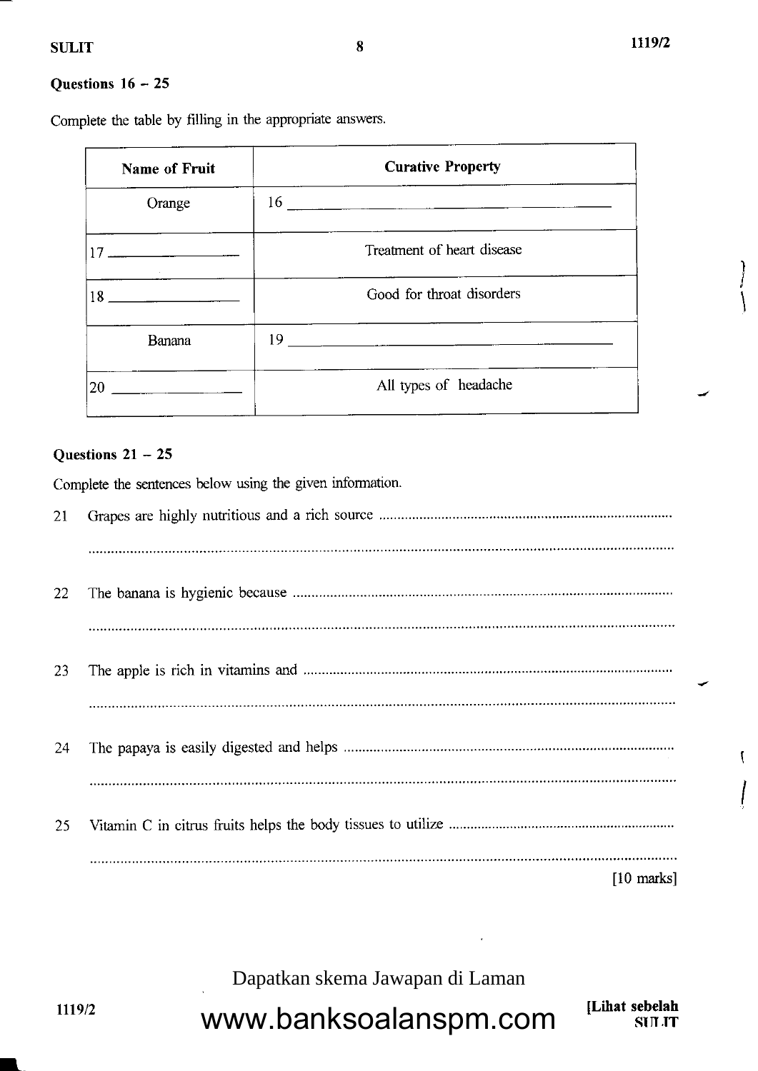**Questions 16 – 25**

Complete the table by filling in the appropriate answers.

| Name of Fruit | Curative Property |
|---|---|
| Orange | 16 ______________________________ |
| 17 ________________ | Treatment of heart disease |
| 18 ________________ | Good for throat disorders |
| Banana | 19 ______________________________ |
| 20 ________________ | All types of headache |

**Questions 21 – 25**

Complete the sentences below using the given information.

21 Grapes are highly nutritious and a rich source ..............................................................................

..........................................................................................................................................................

22 The banana is hygienic because ...................................................................................................

..........................................................................................................................................................

23 The apple is rich in vitamins and ..................................................................................................

..........................................................................................................................................................

24 The papaya is easily digested and helps .......................................................................................

..........................................................................................................................................................

25 Vitamin C in citrus fruits helps the body tissues to utilize ............................................................

..........................................................................................................................................................

[10 marks]

Dapatkan skema Jawapan di Laman

www.banksoalanspm.com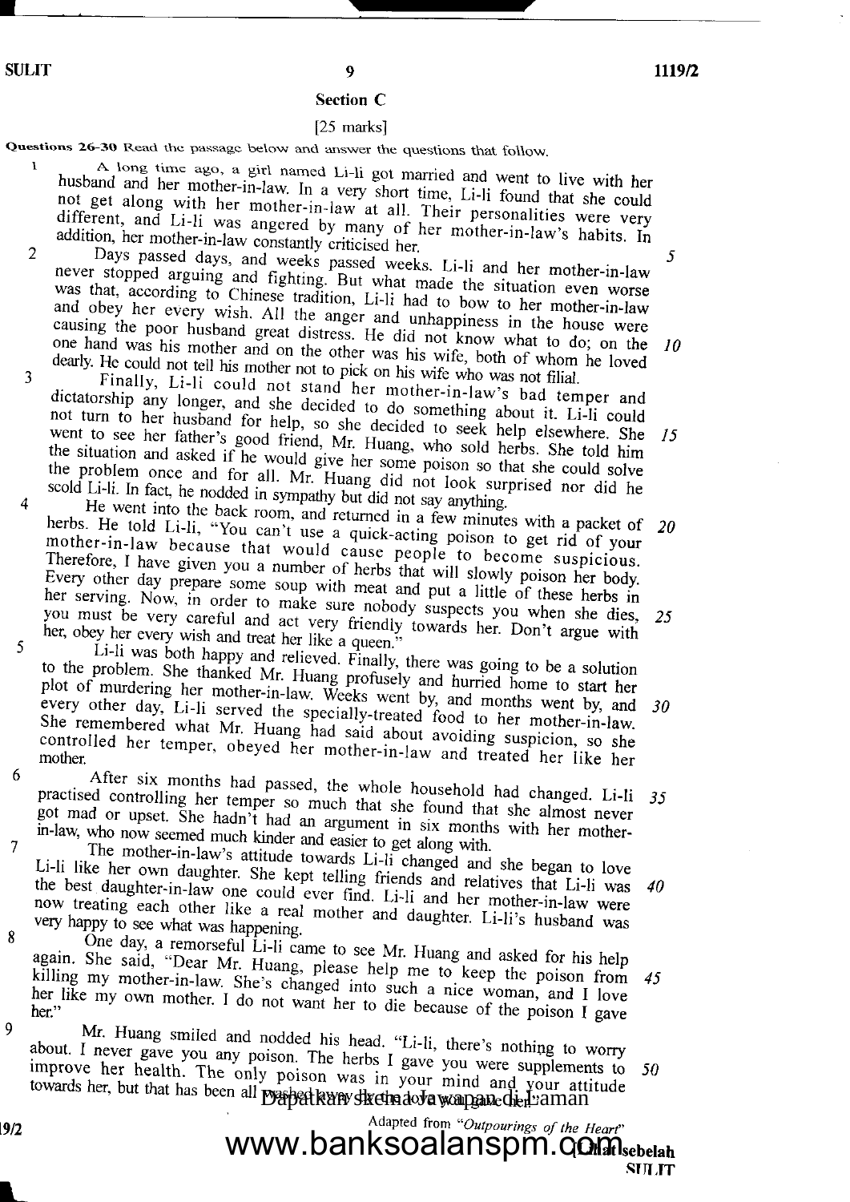## Section C

[25 marks]

**Questions 26-30** Read the passage below and answer the questions that follow.

1 A long time ago, a girl named Li-li got married and went to live with her husband and her mother-in-law. In a very short time, Li-li found that she could not get along with her mother-in-law at all. Their personalities were very different, and Li-li was angered by many of her mother-in-law's habits. In addition, her mother-in-law constantly criticised her. *5*

2 Days passed days, and weeks passed weeks. Li-li and her mother-in-law never stopped arguing and fighting. But what made the situation even worse was that, according to Chinese tradition, Li-li had to bow to her mother-in-law and obey her every wish. All the anger and unhappiness in the house were causing the poor husband great distress. He did not know what to do; on the one hand was his mother and on the other was his wife, both of whom he loved dearly. He could not tell his mother not to pick on his wife who was not filial. *10*

3 Finally, Li-li could not stand her mother-in-law's bad temper and dictatorship any longer, and she decided to do something about it. Li-li could not turn to her husband for help, so she decided to seek help elsewhere. She went to see her father's good friend, Mr. Huang, who sold herbs. She told him the situation and asked if he would give her some poison so that she could solve the problem once and for all. Mr. Huang did not look surprised nor did he scold Li-li. In fact, he nodded in sympathy but did not say anything. *15*

4 He went into the back room, and returned in a few minutes with a packet of herbs. He told Li-li, "You can't use a quick-acting poison to get rid of your mother-in-law because that would cause people to become suspicious. Therefore, I have given you a number of herbs that will slowly poison her body. Every other day prepare some soup with meat and put a little of these herbs in her serving. Now, in order to make sure nobody suspects you when she dies, you must be very careful and act very friendly towards her. Don't argue with her, obey her every wish and treat her like a queen." *20* *25*

5 Li-li was both happy and relieved. Finally, there was going to be a solution to the problem. She thanked Mr. Huang profusely and hurried home to start her plot of murdering her mother-in-law. Weeks went by, and months went by, and every other day, Li-li served the specially-treated food to her mother-in-law. She remembered what Mr. Huang had said about avoiding suspicion, so she controlled her temper, obeyed her mother-in-law and treated her like her mother. *30*

6 After six months had passed, the whole household had changed. Li-li practised controlling her temper so much that she found that she almost never got mad or upset. She hadn't had an argument in six months with her mother-in-law, who now seemed much kinder and easier to get along with. *35*

7 The mother-in-law's attitude towards Li-li changed and she began to love Li-li like her own daughter. She kept telling friends and relatives that Li-li was the best daughter-in-law one could ever find. Li-li and her mother-in-law were now treating each other like a real mother and daughter. Li-li's husband was very happy to see what was happening. *40*

8 One day, a remorseful Li-li came to see Mr. Huang and asked for his help again. She said, "Dear Mr. Huang, please help me to keep the poison from killing my mother-in-law. She's changed into such a nice woman, and I love her like my own mother. I do not want her to die because of the poison I gave her." *45*

9 Mr. Huang smiled and nodded his head. "Li-li, there's nothing to worry about. I never gave you any poison. The herbs I gave you were supplements to improve her health. The only poison was in your mind and your attitude towards her, but that has been all washed away by the love you gave her." *50*

Adapted from *"Outpourings of the Heart"*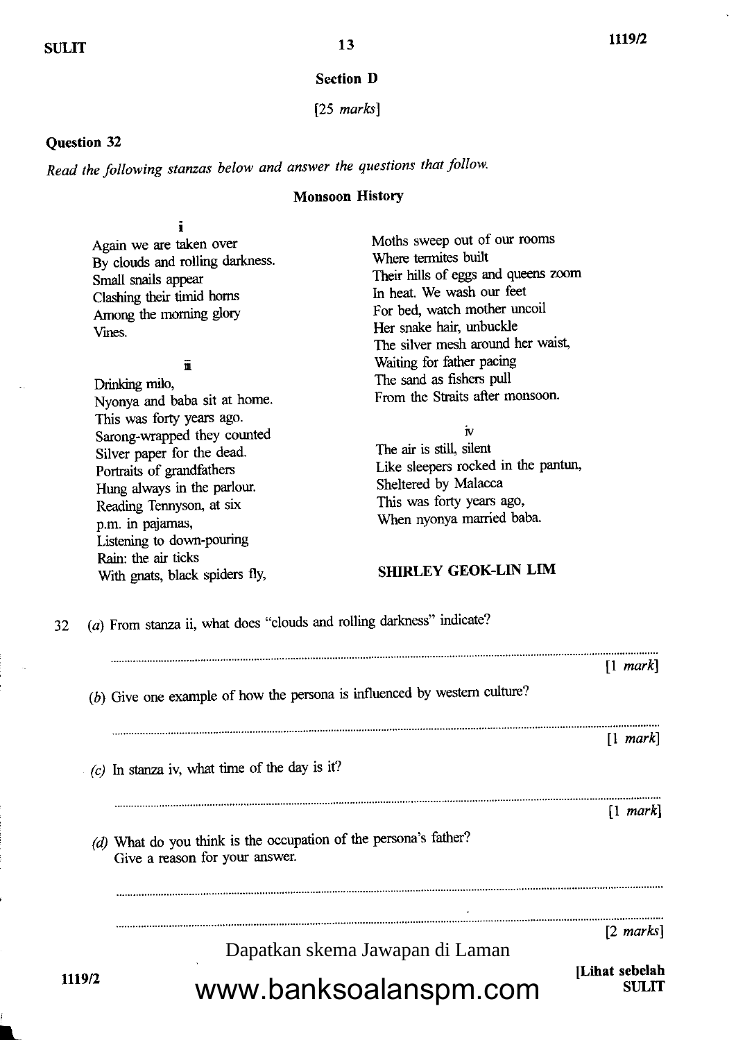## Section D

[25 *marks*]

**Question 32**

*Read the following stanzas below and answer the questions that follow.*

### Monsoon History

i

Again we are taken over
By clouds and rolling darkness.
Small snails appear
Clashing their timid horns
Among the morning glory
Vines.

ii

Drinking milo,
Nyonya and baba sit at home.
This was forty years ago.
Sarong-wrapped they counted
Silver paper for the dead.
Portraits of grandfathers
Hung always in the parlour.
Reading Tennyson, at six
p.m. in pajamas,
Listening to down-pouring
Rain: the air ticks
With gnats, black spiders fly,
Moths sweep out of our rooms
Where termites built
Their hills of eggs and queens zoom
In heat. We wash our feet
For bed, watch mother uncoil
Her snake hair, unbuckle
The silver mesh around her waist,
Waiting for father pacing
The sand as fishers pull
From the Straits after monsoon.

iv

The air is still, silent
Like sleepers rocked in the pantun,
Sheltered by Malacca
This was forty years ago,
When nyonya married baba.

**SHIRLEY GEOK-LIN LIM**

32 (*a*) From stanza ii, what does "clouds and rolling darkness" indicate?

.......................................................................................................................................... [1 *mark*]

(*b*) Give one example of how the persona is influenced by western culture?

.......................................................................................................................................... [1 *mark*]

(*c*) In stanza iv, what time of the day is it?

.......................................................................................................................................... [1 *mark*]

(*d*) What do you think is the occupation of the persona's father?
Give a reason for your answer.

..........................................................................................................................................

.......................................................................................................................................... [2 *marks*]

Dapatkan skema Jawapan di Laman

www.banksoalanspm.com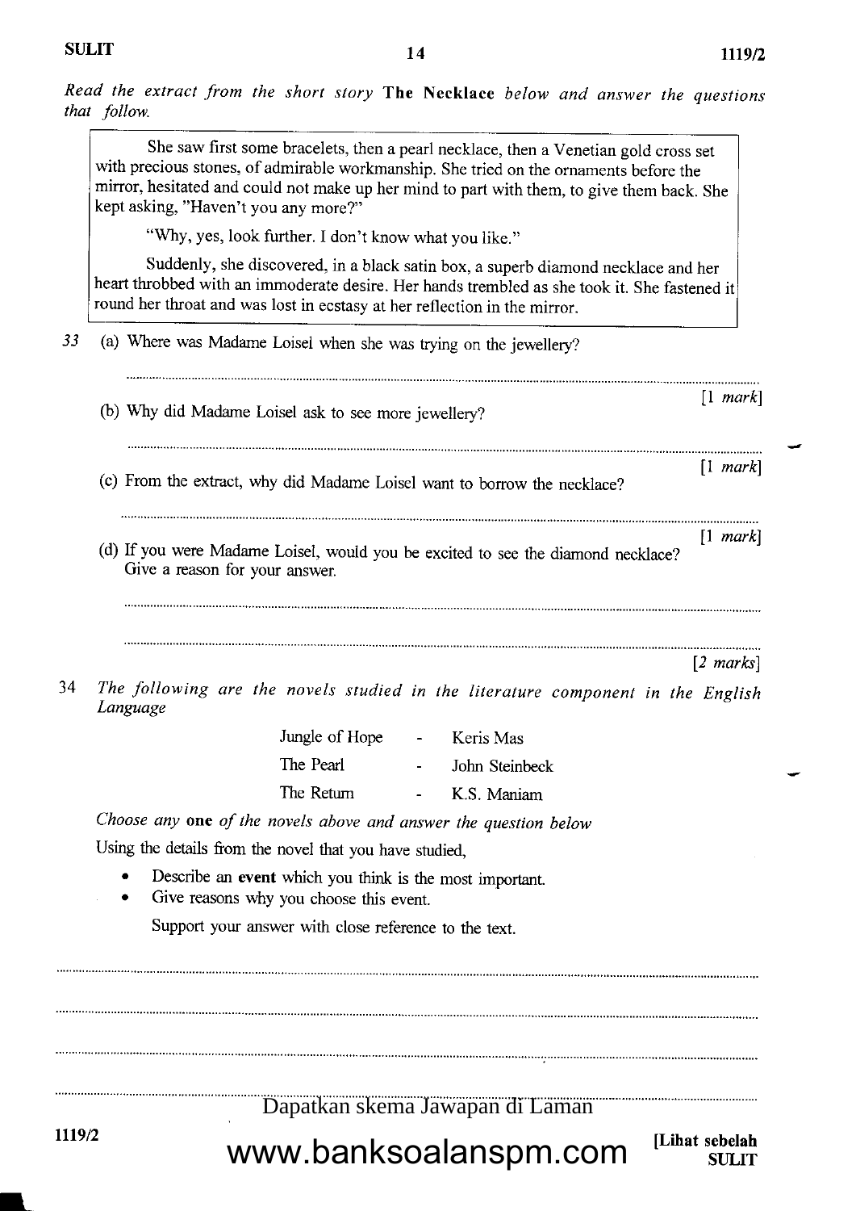*Read the extract from the short story* **The Necklace** *below and answer the questions that follow.*

> She saw first some bracelets, then a pearl necklace, then a Venetian gold cross set with precious stones, of admirable workmanship. She tried on the ornaments before the mirror, hesitated and could not make up her mind to part with them, to give them back. She kept asking, "Haven't you any more?"
>
> "Why, yes, look further. I don't know what you like."
>
> Suddenly, she discovered, in a black satin box, a superb diamond necklace and her heart throbbed with an immoderate desire. Her hands trembled as she took it. She fastened it round her throat and was lost in ecstasy at her reflection in the mirror.

33 (a) Where was Madame Loisel when she was trying on the jewellery?

..........................................................................................................................

[1 *mark*]

(b) Why did Madame Loisel ask to see more jewellery?

..........................................................................................................................

[1 *mark*]

(c) From the extract, why did Madame Loisel want to borrow the necklace?

..........................................................................................................................

[1 *mark*]

(d) If you were Madame Loisel, would you be excited to see the diamond necklace? Give a reason for your answer.

..........................................................................................................................

..........................................................................................................................

[2 *marks*]

34 *The following are the novels studied in the literature component in the English Language*

| | | |
|---|---|---|
| Jungle of Hope | - | Keris Mas |
| The Pearl | - | John Steinbeck |
| The Return | - | K.S. Maniam |

*Choose any* **one** *of the novels above and answer the question below*

Using the details from the novel that you have studied,

- Describe an **event** which you think is the most important.
- Give reasons why you choose this event.

Support your answer with close reference to the text.

..........................................................................................................................

..........................................................................................................................

..........................................................................................................................

..........................................................................................................................

Dapatkan skema Jawapan di Laman

www.banksoalanspm.com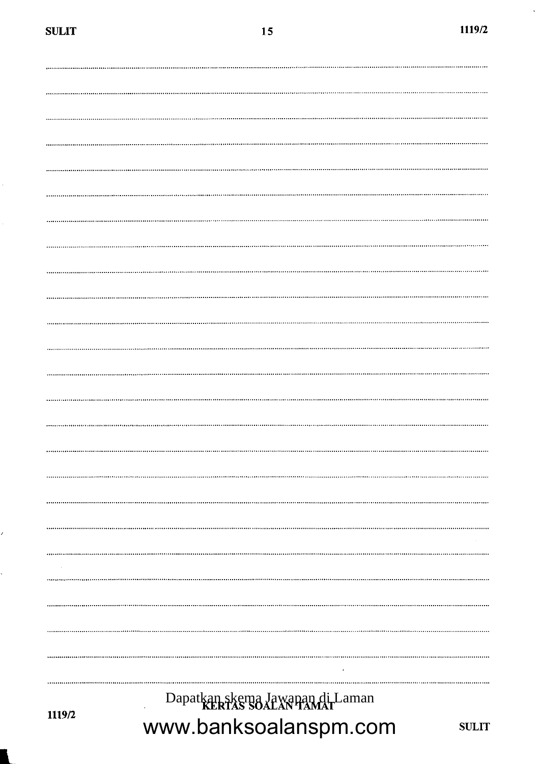KERTAS SOALAN TAMAT

Dapatkan skema Jawapan di Laman

www.banksoalanspm.com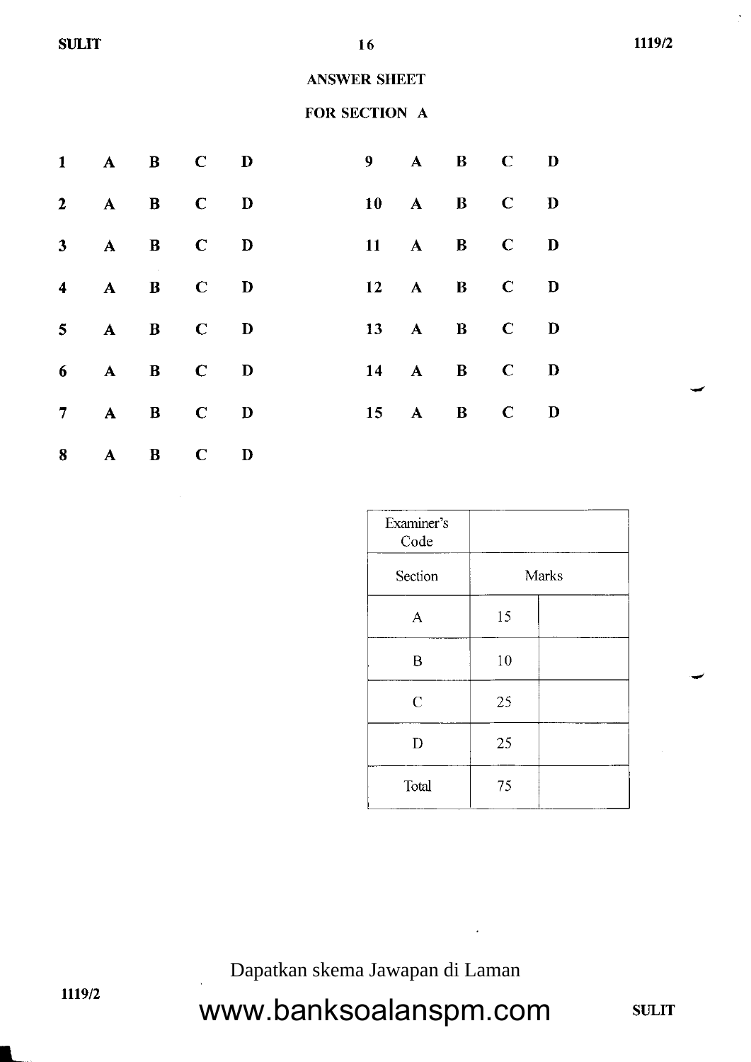## ANSWER SHEET

## FOR SECTION A

| | | | | | | | | | |
|---|---|---|---|---|---|---|---|---|---|
| 1 | A | B | C | D | 9 | A | B | C | D |
| 2 | A | B | C | D | 10 | A | B | C | D |
| 3 | A | B | C | D | 11 | A | B | C | D |
| 4 | A | B | C | D | 12 | A | B | C | D |
| 5 | A | B | C | D | 13 | A | B | C | D |
| 6 | A | B | C | D | 14 | A | B | C | D |
| 7 | A | B | C | D | 15 | A | B | C | D |
| 8 | A | B | C | D | | | | | |

| Examiner's Code | | |
|---|---|---|
| Section | Marks | |
| A | 15 | |
| B | 10 | |
| C | 25 | |
| D | 25 | |
| Total | 75 | |

Dapatkan skema Jawapan di Laman

www.banksoalanspm.com